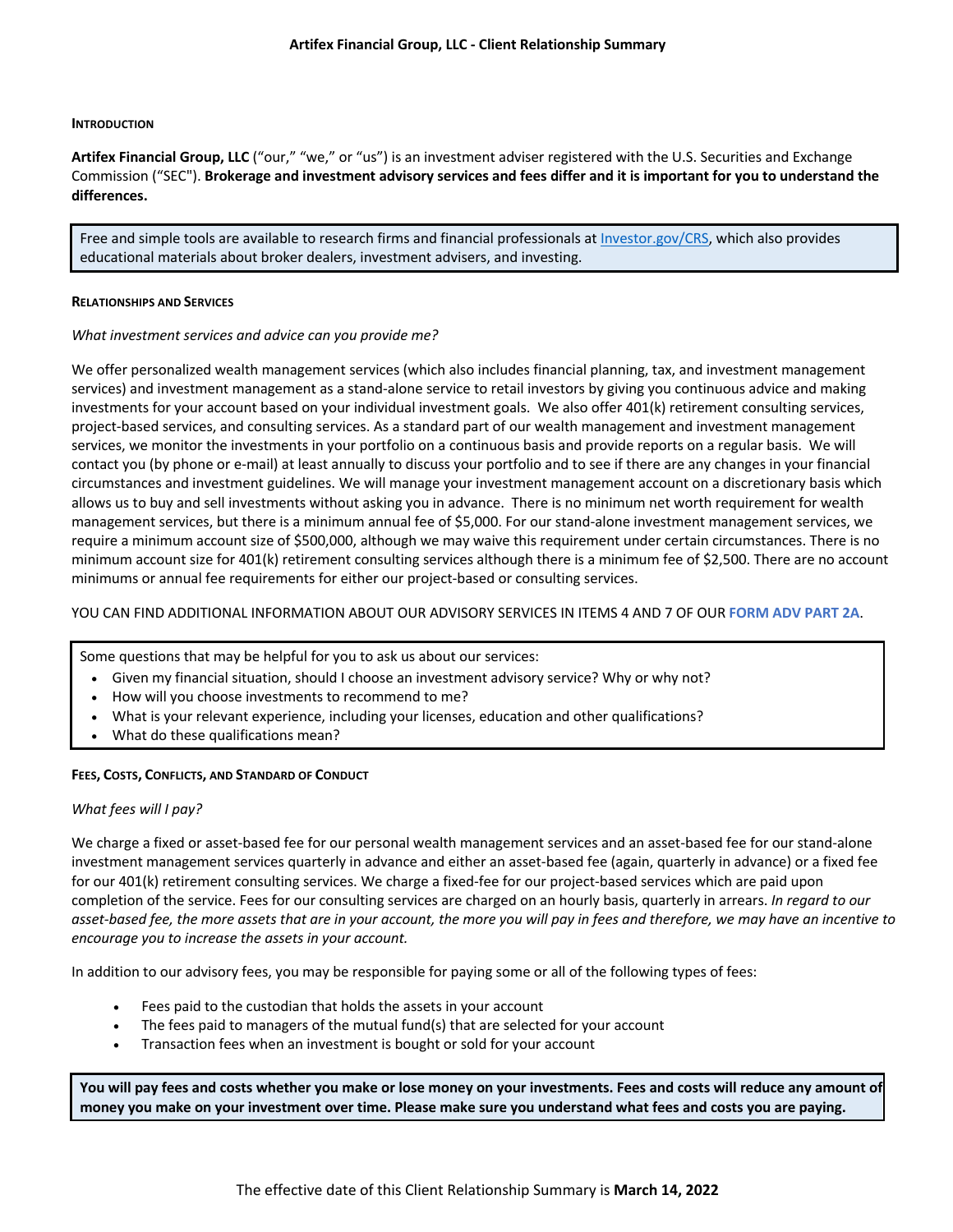# Artifex Financial Group, LLC - Client Relationship Summary

## Introduction

**Artifex Financial Group, LLC** ("our," "we," or "us") is an investment adviser registered with the U.S. Securities and Exchange Commission ("SEC"). **Brokerage and investment advisory services and fees differ and it is important for you to understand the differences.**

Free and simple tools are available to research firms and financial professionals at Investor.gov/CRS, which also provides educational materials about broker dealers, investment advisers, and investing.

## Relationships and Services

*What investment services and advice can you provide me?*

We offer personalized wealth management services (which also includes financial planning, tax, and investment management services) and investment management as a stand-alone service to retail investors by giving you continuous advice and making investments for your account based on your individual investment goals. We also offer 401(k) retirement consulting services, project-based services, and consulting services. As a standard part of our wealth management and investment management services, we monitor the investments in your portfolio on a continuous basis and provide reports on a regular basis. We will contact you (by phone or e-mail) at least annually to discuss your portfolio and to see if there are any changes in your financial circumstances and investment guidelines. We will manage your investment management account on a discretionary basis which allows us to buy and sell investments without asking you in advance. There is no minimum net worth requirement for wealth management services, but there is a minimum annual fee of $5,000. For our stand-alone investment management services, we require a minimum account size of $500,000, although we may waive this requirement under certain circumstances. There is no minimum account size for 401(k) retirement consulting services although there is a minimum fee of $2,500. There are no account minimums or annual fee requirements for either our project-based or consulting services.

YOU CAN FIND ADDITIONAL INFORMATION ABOUT OUR ADVISORY SERVICES IN ITEMS 4 AND 7 OF OUR **FORM ADV PART 2A**.

Some questions that may be helpful for you to ask us about our services:

- Given my financial situation, should I choose an investment advisory service? Why or why not?
- How will you choose investments to recommend to me?
- What is your relevant experience, including your licenses, education and other qualifications?
- What do these qualifications mean?

## Fees, Costs, Conflicts, and Standard of Conduct

*What fees will I pay?*

We charge a fixed or asset-based fee for our personal wealth management services and an asset-based fee for our stand-alone investment management services quarterly in advance and either an asset-based fee (again, quarterly in advance) or a fixed fee for our 401(k) retirement consulting services. We charge a fixed-fee for our project-based services which are paid upon completion of the service. Fees for our consulting services are charged on an hourly basis, quarterly in arrears. *In regard to our asset-based fee, the more assets that are in your account, the more you will pay in fees and therefore, we may have an incentive to encourage you to increase the assets in your account.*

In addition to our advisory fees, you may be responsible for paying some or all of the following types of fees:

- Fees paid to the custodian that holds the assets in your account
- The fees paid to managers of the mutual fund(s) that are selected for your account
- Transaction fees when an investment is bought or sold for your account

**You will pay fees and costs whether you make or lose money on your investments. Fees and costs will reduce any amount of money you make on your investment over time. Please make sure you understand what fees and costs you are paying.**

The effective date of this Client Relationship Summary is **March 14, 2022**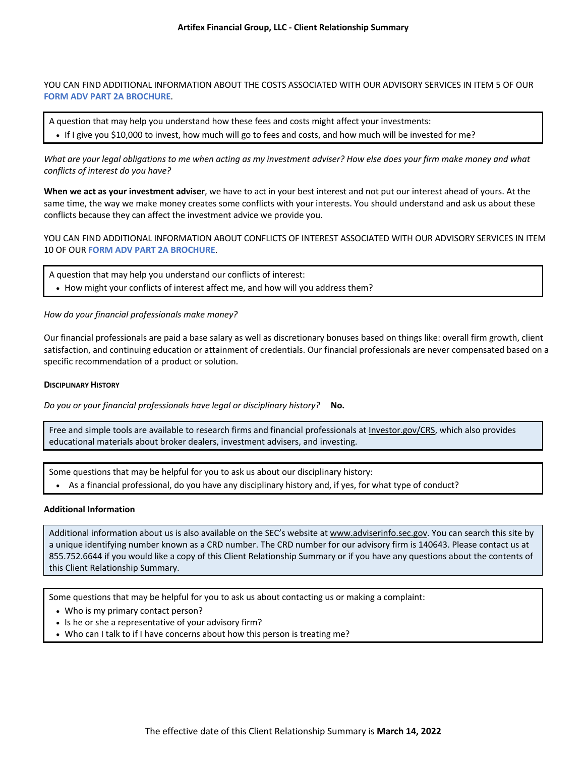YOU CAN FIND ADDITIONAL INFORMATION ABOUT THE COSTS ASSOCIATED WITH OUR ADVISORY SERVICES IN ITEM 5 OF OUR **FORM ADV PART 2A BROCHURE**.

A question that may help you understand how these fees and costs might affect your investments:

- If I give you $10,000 to invest, how much will go to fees and costs, and how much will be invested for me?

*What are your legal obligations to me when acting as my investment adviser? How else does your firm make money and what conflicts of interest do you have?*

**When we act as your investment adviser**, we have to act in your best interest and not put our interest ahead of yours. At the same time, the way we make money creates some conflicts with your interests. You should understand and ask us about these conflicts because they can affect the investment advice we provide you.

YOU CAN FIND ADDITIONAL INFORMATION ABOUT CONFLICTS OF INTEREST ASSOCIATED WITH OUR ADVISORY SERVICES IN ITEM 10 OF OUR **FORM ADV PART 2A BROCHURE**.

A question that may help you understand our conflicts of interest:

- How might your conflicts of interest affect me, and how will you address them?

*How do your financial professionals make money?*

Our financial professionals are paid a base salary as well as discretionary bonuses based on things like: overall firm growth, client satisfaction, and continuing education or attainment of credentials. Our financial professionals are never compensated based on a specific recommendation of a product or solution.

#### Disciplinary History

*Do you or your financial professionals have legal or disciplinary history?* **No.**

Free and simple tools are available to research firms and financial professionals at Investor.gov/CRS, which also provides educational materials about broker dealers, investment advisers, and investing.

Some questions that may be helpful for you to ask us about our disciplinary history:

- As a financial professional, do you have any disciplinary history and, if yes, for what type of conduct?

#### Additional Information

Additional information about us is also available on the SEC's website at www.adviserinfo.sec.gov. You can search this site by a unique identifying number known as a CRD number. The CRD number for our advisory firm is 140643. Please contact us at 855.752.6644 if you would like a copy of this Client Relationship Summary or if you have any questions about the contents of this Client Relationship Summary.

Some questions that may be helpful for you to ask us about contacting us or making a complaint:

- Who is my primary contact person?
- Is he or she a representative of your advisory firm?
- Who can I talk to if I have concerns about how this person is treating me?

The effective date of this Client Relationship Summary is **March 14, 2022**